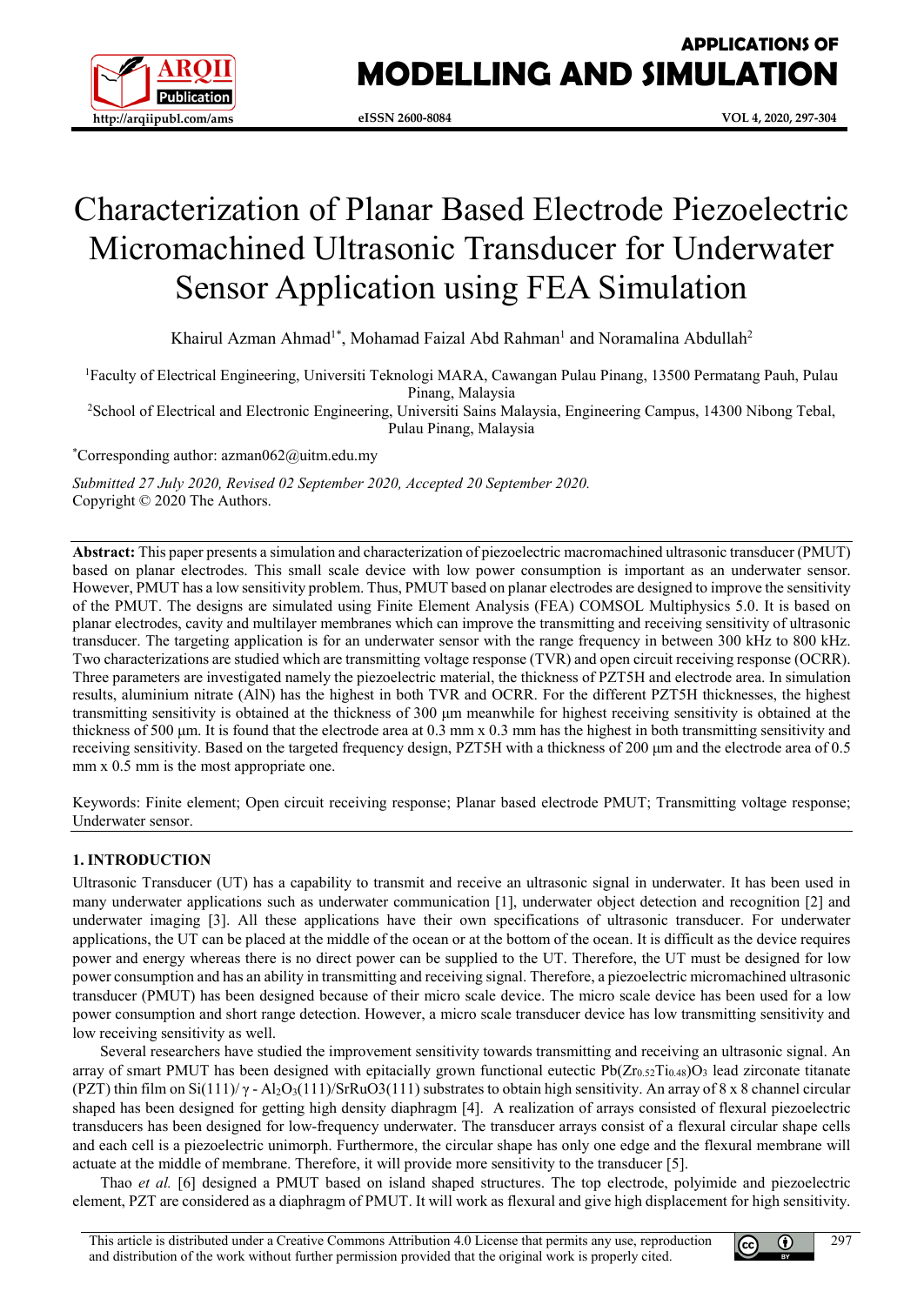# Characterization of Planar Based Electrode Piezoelectric Micromachined Ultrasonic Transducer for Underwater Sensor Application using FEA Simulation

Khairul Azman Ahmad[1*], Mohamad Faizal Abd Rahman[1] and Noramalina Abdullah[2]

[1]Faculty of Electrical Engineering, Universiti Teknologi MARA, Cawangan Pulau Pinang, 13500 Permatang Pauh, Pulau Pinang, Malaysia

[2]School of Electrical and Electronic Engineering, Universiti Sains Malaysia, Engineering Campus, 14300 Nibong Tebal, Pulau Pinang, Malaysia

[*]Corresponding author: azman062@uitm.edu.my

*Submitted 27 July 2020, Revised 02 September 2020, Accepted 20 September 2020.*
Copyright © 2020 The Authors.

**Abstract:** This paper presents a simulation and characterization of piezoelectric macromachined ultrasonic transducer (PMUT) based on planar electrodes. This small scale device with low power consumption is important as an underwater sensor. However, PMUT has a low sensitivity problem. Thus, PMUT based on planar electrodes are designed to improve the sensitivity of the PMUT. The designs are simulated using Finite Element Analysis (FEA) COMSOL Multiphysics 5.0. It is based on planar electrodes, cavity and multilayer membranes which can improve the transmitting and receiving sensitivity of ultrasonic transducer. The targeting application is for an underwater sensor with the range frequency in between 300 kHz to 800 kHz. Two characterizations are studied which are transmitting voltage response (TVR) and open circuit receiving response (OCRR). Three parameters are investigated namely the piezoelectric material, the thickness of PZT5H and electrode area. In simulation results, aluminium nitrate (AlN) has the highest in both TVR and OCRR. For the different PZT5H thicknesses, the highest transmitting sensitivity is obtained at the thickness of 300 µm meanwhile for highest receiving sensitivity is obtained at the thickness of 500 µm. It is found that the electrode area at 0.3 mm x 0.3 mm has the highest in both transmitting sensitivity and receiving sensitivity. Based on the targeted frequency design, PZT5H with a thickness of 200 µm and the electrode area of 0.5 mm x 0.5 mm is the most appropriate one.

Keywords: Finite element; Open circuit receiving response; Planar based electrode PMUT; Transmitting voltage response; Underwater sensor.

## 1. INTRODUCTION

Ultrasonic Transducer (UT) has a capability to transmit and receive an ultrasonic signal in underwater. It has been used in many underwater applications such as underwater communication [1], underwater object detection and recognition [2] and underwater imaging [3]. All these applications have their own specifications of ultrasonic transducer. For underwater applications, the UT can be placed at the middle of the ocean or at the bottom of the ocean. It is difficult as the device requires power and energy whereas there is no direct power can be supplied to the UT. Therefore, the UT must be designed for low power consumption and has an ability in transmitting and receiving signal. Therefore, a piezoelectric micromachined ultrasonic transducer (PMUT) has been designed because of their micro scale device. The micro scale device has been used for a low power consumption and short range detection. However, a micro scale transducer device has low transmitting sensitivity and low receiving sensitivity as well.

Several researchers have studied the improvement sensitivity towards transmitting and receiving an ultrasonic signal. An array of smart PMUT has been designed with epitacially grown functional eutectic $Pb(Zr_{0.52}Ti_{0.48})O_3$ lead zirconate titanate (PZT) thin film on Si(111)/ $\gamma$ - $Al_2O_3$(111)/$SrRuO_3$(111) substrates to obtain high sensitivity. An array of 8 x 8 channel circular shaped has been designed for getting high density diaphragm [4]. A realization of arrays consisted of flexural piezoelectric transducers has been designed for low-frequency underwater. The transducer arrays consist of a flexural circular shape cells and each cell is a piezoelectric unimorph. Furthermore, the circular shape has only one edge and the flexural membrane will actuate at the middle of membrane. Therefore, it will provide more sensitivity to the transducer [5].

Thao *et al.* [6] designed a PMUT based on island shaped structures. The top electrode, polyimide and piezoelectric element, PZT are considered as a diaphragm of PMUT. It will work as flexural and give high displacement for high sensitivity.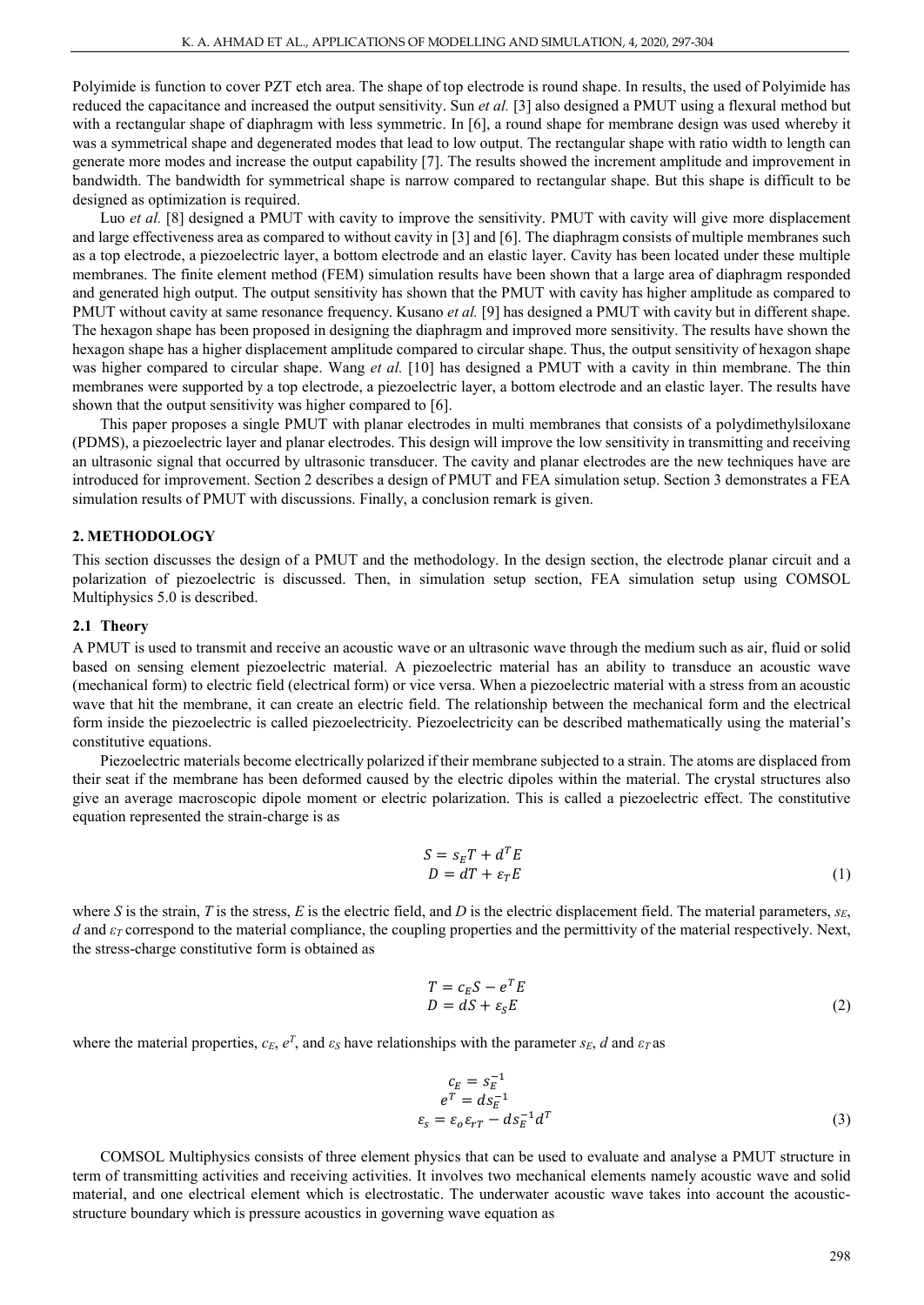Polyimide is function to cover PZT etch area. The shape of top electrode is round shape. In results, the used of Polyimide has reduced the capacitance and increased the output sensitivity. Sun *et al.* [3] also designed a PMUT using a flexural method but with a rectangular shape of diaphragm with less symmetric. In [6], a round shape for membrane design was used whereby it was a symmetrical shape and degenerated modes that lead to low output. The rectangular shape with ratio width to length can generate more modes and increase the output capability [7]. The results showed the increment amplitude and improvement in bandwidth. The bandwidth for symmetrical shape is narrow compared to rectangular shape. But this shape is difficult to be designed as optimization is required.

Luo *et al.* [8] designed a PMUT with cavity to improve the sensitivity. PMUT with cavity will give more displacement and large effectiveness area as compared to without cavity in [3] and [6]. The diaphragm consists of multiple membranes such as a top electrode, a piezoelectric layer, a bottom electrode and an elastic layer. Cavity has been located under these multiple membranes. The finite element method (FEM) simulation results have been shown that a large area of diaphragm responded and generated high output. The output sensitivity has shown that the PMUT with cavity has higher amplitude as compared to PMUT without cavity at same resonance frequency. Kusano *et al.* [9] has designed a PMUT with cavity but in different shape. The hexagon shape has been proposed in designing the diaphragm and improved more sensitivity. The results have shown the hexagon shape has a higher displacement amplitude compared to circular shape. Thus, the output sensitivity of hexagon shape was higher compared to circular shape. Wang *et al.* [10] has designed a PMUT with a cavity in thin membrane. The thin membranes were supported by a top electrode, a piezoelectric layer, a bottom electrode and an elastic layer. The results have shown that the output sensitivity was higher compared to [6].

This paper proposes a single PMUT with planar electrodes in multi membranes that consists of a polydimethylsiloxane (PDMS), a piezoelectric layer and planar electrodes. This design will improve the low sensitivity in transmitting and receiving an ultrasonic signal that occurred by ultrasonic transducer. The cavity and planar electrodes are the new techniques have are introduced for improvement. Section 2 describes a design of PMUT and FEA simulation setup. Section 3 demonstrates a FEA simulation results of PMUT with discussions. Finally, a conclusion remark is given.

## 2. METHODOLOGY

This section discusses the design of a PMUT and the methodology. In the design section, the electrode planar circuit and a polarization of piezoelectric is discussed. Then, in simulation setup section, FEA simulation setup using COMSOL Multiphysics 5.0 is described.

### 2.1 Theory

A PMUT is used to transmit and receive an acoustic wave or an ultrasonic wave through the medium such as air, fluid or solid based on sensing element piezoelectric material. A piezoelectric material has an ability to transduce an acoustic wave (mechanical form) to electric field (electrical form) or vice versa. When a piezoelectric material with a stress from an acoustic wave that hit the membrane, it can create an electric field. The relationship between the mechanical form and the electrical form inside the piezoelectric is called piezoelectricity. Piezoelectricity can be described mathematically using the material's constitutive equations.

Piezoelectric materials become electrically polarized if their membrane subjected to a strain. The atoms are displaced from their seat if the membrane has been deformed caused by the electric dipoles within the material. The crystal structures also give an average macroscopic dipole moment or electric polarization. This is called a piezoelectric effect. The constitutive equation represented the strain-charge is as

$$
\begin{aligned}
S &= s_E T + d^T E \\
D &= dT + \varepsilon_T E
\end{aligned} \tag{1}
$$

where $S$ is the strain, $T$ is the stress, $E$ is the electric field, and $D$ is the electric displacement field. The material parameters, $s_E$, $d$ and $\varepsilon_T$ correspond to the material compliance, the coupling properties and the permittivity of the material respectively. Next, the stress-charge constitutive form is obtained as

$$
\begin{aligned}
T &= c_E S - e^T E \\
D &= dS + \varepsilon_S E
\end{aligned} \tag{2}
$$

where the material properties, $c_E$, $e^T$, and $\varepsilon_S$ have relationships with the parameter $s_E$, $d$ and $\varepsilon_T$ as

$$
\begin{aligned}
c_E &= s_E^{-1} \\
e^T &= d s_E^{-1} \\
\varepsilon_s &= \varepsilon_o \varepsilon_{rT} - d s_E^{-1} d^T
\end{aligned} \tag{3}
$$

COMSOL Multiphysics consists of three element physics that can be used to evaluate and analyse a PMUT structure in term of transmitting activities and receiving activities. It involves two mechanical elements namely acoustic wave and solid material, and one electrical element which is electrostatic. The underwater acoustic wave takes into account the acoustic-structure boundary which is pressure acoustics in governing wave equation as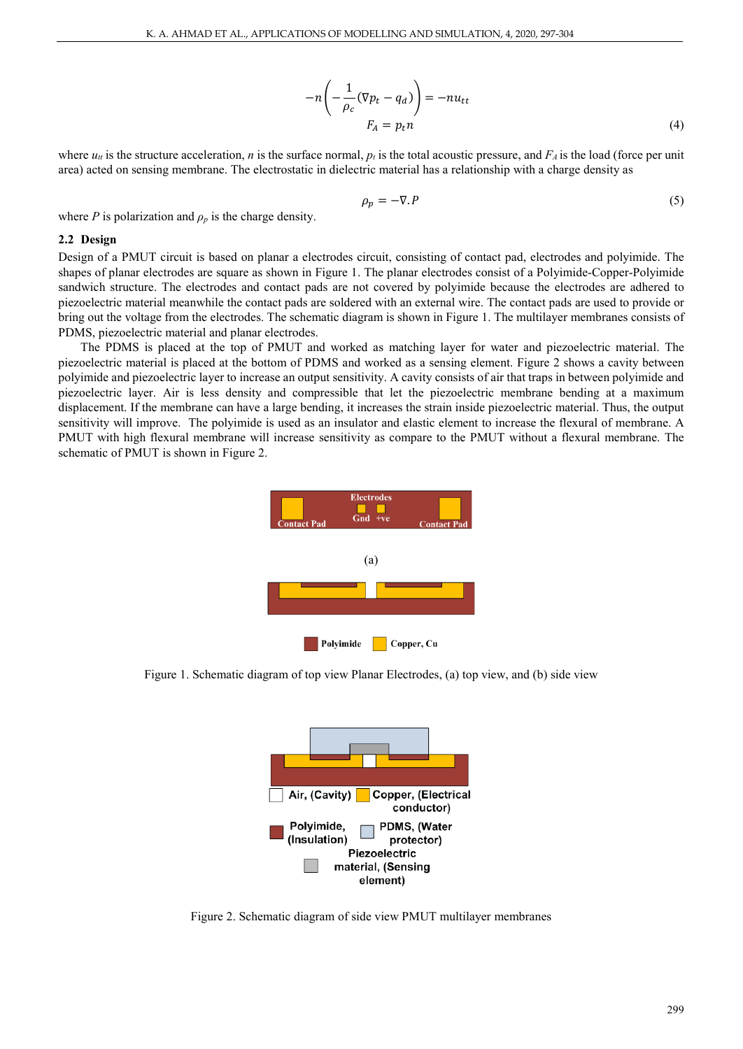$$-n\left(-\frac{1}{\rho_c}(\nabla p_t - q_d)\right) = -nu_{tt}$$

$$F_A = p_t n \tag{4}$$

where $u_{tt}$ is the structure acceleration, $n$ is the surface normal, $p_t$ is the total acoustic pressure, and $F_A$ is the load (force per unit area) acted on sensing membrane. The electrostatic in dielectric material has a relationship with a charge density as

$$\rho_p = -\nabla . P \tag{5}$$

where $P$ is polarization and $\rho_p$ is the charge density.

### 2.2 Design

Design of a PMUT circuit is based on planar a electrodes circuit, consisting of contact pad, electrodes and polyimide. The shapes of planar electrodes are square as shown in Figure 1. The planar electrodes consist of a Polyimide-Copper-Polyimide sandwich structure. The electrodes and contact pads are not covered by polyimide because the electrodes are adhered to piezoelectric material meanwhile the contact pads are soldered with an external wire. The contact pads are used to provide or bring out the voltage from the electrodes. The schematic diagram is shown in Figure 1. The multilayer membranes consists of PDMS, piezoelectric material and planar electrodes.

The PDMS is placed at the top of PMUT and worked as matching layer for water and piezoelectric material. The piezoelectric material is placed at the bottom of PDMS and worked as a sensing element. Figure 2 shows a cavity between polyimide and piezoelectric layer to increase an output sensitivity. A cavity consists of air that traps in between polyimide and piezoelectric layer. Air is less density and compressible that let the piezoelectric membrane bending at a maximum displacement. If the membrane can have a large bending, it increases the strain inside piezoelectric material. Thus, the output sensitivity will improve. The polyimide is used as an insulator and elastic element to increase the flexural of membrane. A PMUT with high flexural membrane will increase sensitivity as compare to the PMUT without a flexural membrane. The schematic of PMUT is shown in Figure 2.

Electrodes
Contact Pad Gnd +ve Contact Pad

(a)

Polyimide Copper, Cu

Figure 1. Schematic diagram of top view Planar Electrodes, (a) top view, and (b) side view

Air, (Cavity) Copper, (Electrical conductor)
Polyimide, (Insulation) PDMS, (Water protector)
Piezoelectric material, (Sensing element)

Figure 2. Schematic diagram of side view PMUT multilayer membranes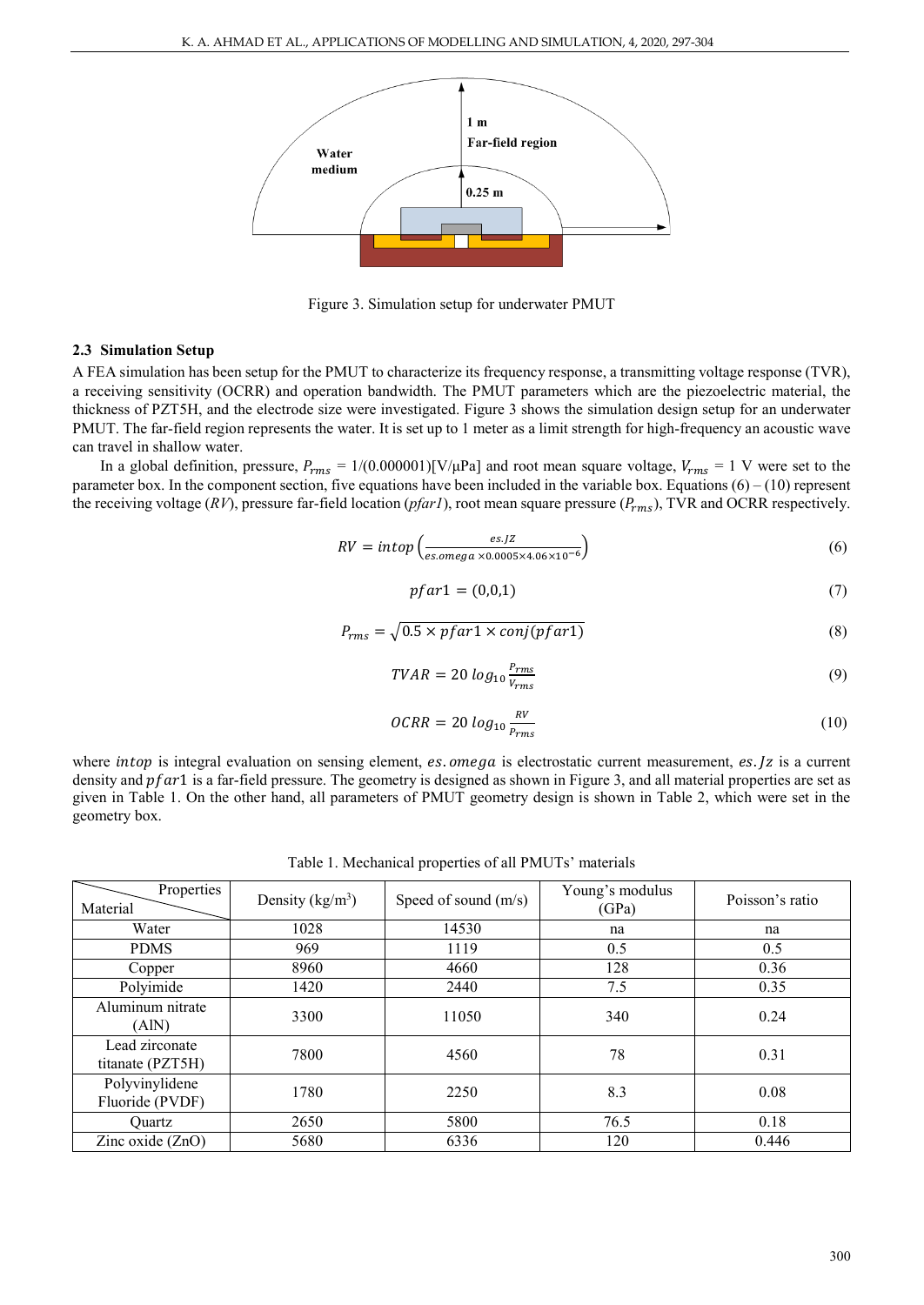Figure 3. Simulation setup for underwater PMUT

### 2.3 Simulation Setup

A FEA simulation has been setup for the PMUT to characterize its frequency response, a transmitting voltage response (TVR), a receiving sensitivity (OCRR) and operation bandwidth. The PMUT parameters which are the piezoelectric material, the thickness of PZT5H, and the electrode size were investigated. Figure 3 shows the simulation design setup for an underwater PMUT. The far-field region represents the water. It is set up to 1 meter as a limit strength for high-frequency an acoustic wave can travel in shallow water.

In a global definition, pressure, $P_{rms}$ = 1/(0.000001)[V/μPa] and root mean square voltage, $V_{rms}$ = 1 V were set to the parameter box. In the component section, five equations have been included in the variable box. Equations (6) – (10) represent the receiving voltage (*RV*), pressure far-field location (*pfar1*), root mean square pressure ($P_{rms}$), TVR and OCRR respectively.

$$RV = intop\left(\frac{es.JZ}{es.omega \times 0.0005 \times 4.06 \times 10^{-6}}\right) \tag{6}$$

$$pfar1 = (0,0,1) \tag{7}$$

$$P_{rms} = \sqrt{0.5 \times pfar1 \times conj(pfar1)} \tag{8}$$

$$TVAR = 20\ log_{10} \frac{P_{rms}}{V_{rms}} \tag{9}$$

$$OCRR = 20\ log_{10} \frac{RV}{P_{rms}} \tag{10}$$

where $intop$ is integral evaluation on sensing element, $es.omega$ is electrostatic current measurement, $es.Jz$ is a current density and $pfar1$ is a far-field pressure. The geometry is designed as shown in Figure 3, and all material properties are set as given in Table 1. On the other hand, all parameters of PMUT geometry design is shown in Table 2, which were set in the geometry box.

Table 1. Mechanical properties of all PMUTs' materials

| Material \ Properties | Density (kg/m$^3$) | Speed of sound (m/s) | Young's modulus (GPa) | Poisson's ratio |
|---|---|---|---|---|
| Water | 1028 | 14530 | na | na |
| PDMS | 969 | 1119 | 0.5 | 0.5 |
| Copper | 8960 | 4660 | 128 | 0.36 |
| Polyimide | 1420 | 2440 | 7.5 | 0.35 |
| Aluminum nitrate (AlN) | 3300 | 11050 | 340 | 0.24 |
| Lead zirconate titanate (PZT5H) | 7800 | 4560 | 78 | 0.31 |
| Polyvinylidene Fluoride (PVDF) | 1780 | 2250 | 8.3 | 0.08 |
| Quartz | 2650 | 5800 | 76.5 | 0.18 |
| Zinc oxide (ZnO) | 5680 | 6336 | 120 | 0.446 |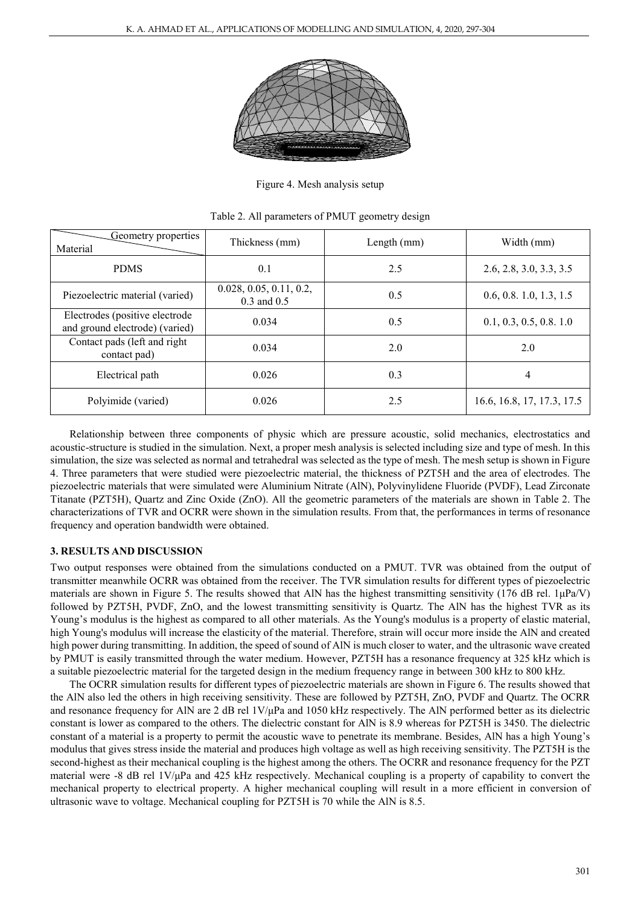Figure 4. Mesh analysis setup

Table 2. All parameters of PMUT geometry design

| Material \ Geometry properties | Thickness (mm) | Length (mm) | Width (mm) |
|---|---|---|---|
| PDMS | 0.1 | 2.5 | 2.6, 2.8, 3.0, 3.3, 3.5 |
| Piezoelectric material (varied) | 0.028, 0.05, 0.11, 0.2, 0.3 and 0.5 | 0.5 | 0.6, 0.8. 1.0, 1.3, 1.5 |
| Electrodes (positive electrode and ground electrode) (varied) | 0.034 | 0.5 | 0.1, 0.3, 0.5, 0.8. 1.0 |
| Contact pads (left and right contact pad) | 0.034 | 2.0 | 2.0 |
| Electrical path | 0.026 | 0.3 | 4 |
| Polyimide (varied) | 0.026 | 2.5 | 16.6, 16.8, 17, 17.3, 17.5 |

Relationship between three components of physic which are pressure acoustic, solid mechanics, electrostatics and acoustic-structure is studied in the simulation. Next, a proper mesh analysis is selected including size and type of mesh. In this simulation, the size was selected as normal and tetrahedral was selected as the type of mesh. The mesh setup is shown in Figure 4. Three parameters that were studied were piezoelectric material, the thickness of PZT5H and the area of electrodes. The piezoelectric materials that were simulated were Aluminium Nitrate (AlN), Polyvinylidene Fluoride (PVDF), Lead Zirconate Titanate (PZT5H), Quartz and Zinc Oxide (ZnO). All the geometric parameters of the materials are shown in Table 2. The characterizations of TVR and OCRR were shown in the simulation results. From that, the performances in terms of resonance frequency and operation bandwidth were obtained.

## 3. RESULTS AND DISCUSSION

Two output responses were obtained from the simulations conducted on a PMUT. TVR was obtained from the output of transmitter meanwhile OCRR was obtained from the receiver. The TVR simulation results for different types of piezoelectric materials are shown in Figure 5. The results showed that AlN has the highest transmitting sensitivity (176 dB rel. 1μPa/V) followed by PZT5H, PVDF, ZnO, and the lowest transmitting sensitivity is Quartz. The AlN has the highest TVR as its Young's modulus is the highest as compared to all other materials. As the Young's modulus is a property of elastic material, high Young's modulus will increase the elasticity of the material. Therefore, strain will occur more inside the AlN and created high power during transmitting. In addition, the speed of sound of AlN is much closer to water, and the ultrasonic wave created by PMUT is easily transmitted through the water medium. However, PZT5H has a resonance frequency at 325 kHz which is a suitable piezoelectric material for the targeted design in the medium frequency range in between 300 kHz to 800 kHz.

The OCRR simulation results for different types of piezoelectric materials are shown in Figure 6. The results showed that the AlN also led the others in high receiving sensitivity. These are followed by PZT5H, ZnO, PVDF and Quartz. The OCRR and resonance frequency for AlN are 2 dB rel 1V/μPa and 1050 kHz respectively. The AlN performed better as its dielectric constant is lower as compared to the others. The dielectric constant for AlN is 8.9 whereas for PZT5H is 3450. The dielectric constant of a material is a property to permit the acoustic wave to penetrate its membrane. Besides, AlN has a high Young's modulus that gives stress inside the material and produces high voltage as well as high receiving sensitivity. The PZT5H is the second-highest as their mechanical coupling is the highest among the others. The OCRR and resonance frequency for the PZT material were -8 dB rel 1V/μPa and 425 kHz respectively. Mechanical coupling is a property of capability to convert the mechanical property to electrical property. A higher mechanical coupling will result in a more efficient in conversion of ultrasonic wave to voltage. Mechanical coupling for PZT5H is 70 while the AlN is 8.5.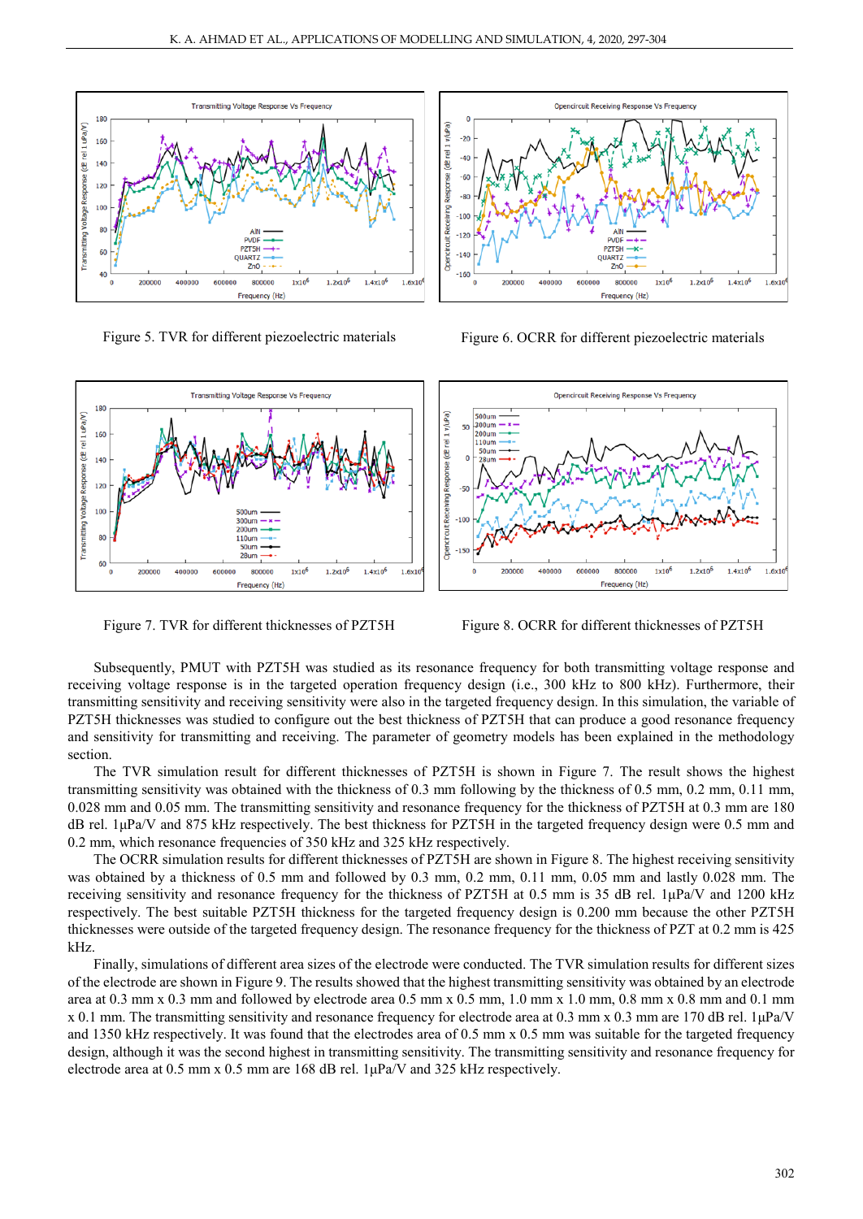Figure 5. TVR for different piezoelectric materials

Figure 6. OCRR for different piezoelectric materials

Figure 7. TVR for different thicknesses of PZT5H

Figure 8. OCRR for different thicknesses of PZT5H

Subsequently, PMUT with PZT5H was studied as its resonance frequency for both transmitting voltage response and receiving voltage response is in the targeted operation frequency design (i.e., 300 kHz to 800 kHz). Furthermore, their transmitting sensitivity and receiving sensitivity were also in the targeted frequency design. In this simulation, the variable of PZT5H thicknesses was studied to configure out the best thickness of PZT5H that can produce a good resonance frequency and sensitivity for transmitting and receiving. The parameter of geometry models has been explained in the methodology section.

The TVR simulation result for different thicknesses of PZT5H is shown in Figure 7. The result shows the highest transmitting sensitivity was obtained with the thickness of 0.3 mm following by the thickness of 0.5 mm, 0.2 mm, 0.11 mm, 0.028 mm and 0.05 mm. The transmitting sensitivity and resonance frequency for the thickness of PZT5H at 0.3 mm are 180 dB rel. 1µPa/V and 875 kHz respectively. The best thickness for PZT5H in the targeted frequency design were 0.5 mm and 0.2 mm, which resonance frequencies of 350 kHz and 325 kHz respectively.

The OCRR simulation results for different thicknesses of PZT5H are shown in Figure 8. The highest receiving sensitivity was obtained by a thickness of 0.5 mm and followed by 0.3 mm, 0.2 mm, 0.11 mm, 0.05 mm and lastly 0.028 mm. The receiving sensitivity and resonance frequency for the thickness of PZT5H at 0.5 mm is 35 dB rel. 1µPa/V and 1200 kHz respectively. The best suitable PZT5H thickness for the targeted frequency design is 0.200 mm because the other PZT5H thicknesses were outside of the targeted frequency design. The resonance frequency for the thickness of PZT at 0.2 mm is 425 kHz.

Finally, simulations of different area sizes of the electrode were conducted. The TVR simulation results for different sizes of the electrode are shown in Figure 9. The results showed that the highest transmitting sensitivity was obtained by an electrode area at 0.3 mm x 0.3 mm and followed by electrode area 0.5 mm x 0.5 mm, 1.0 mm x 1.0 mm, 0.8 mm x 0.8 mm and 0.1 mm x 0.1 mm. The transmitting sensitivity and resonance frequency for electrode area at 0.3 mm x 0.3 mm are 170 dB rel. 1µPa/V and 1350 kHz respectively. It was found that the electrodes area of 0.5 mm x 0.5 mm was suitable for the targeted frequency design, although it was the second highest in transmitting sensitivity. The transmitting sensitivity and resonance frequency for electrode area at 0.5 mm x 0.5 mm are 168 dB rel. 1µPa/V and 325 kHz respectively.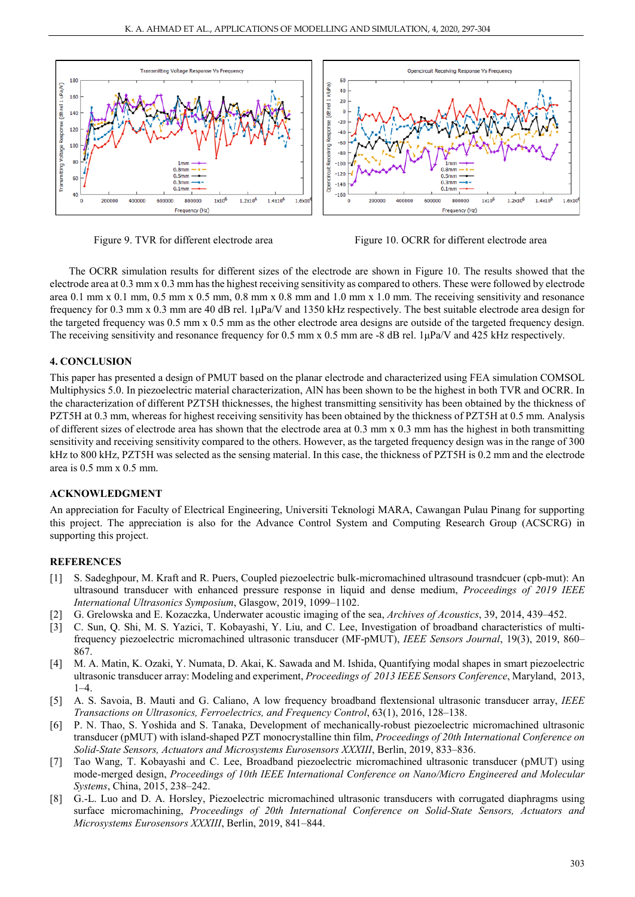Figure 9. TVR for different electrode area

Figure 10. OCRR for different electrode area

The OCRR simulation results for different sizes of the electrode are shown in Figure 10. The results showed that the electrode area at 0.3 mm x 0.3 mm has the highest receiving sensitivity as compared to others. These were followed by electrode area 0.1 mm x 0.1 mm, 0.5 mm x 0.5 mm, 0.8 mm x 0.8 mm and 1.0 mm x 1.0 mm. The receiving sensitivity and resonance frequency for 0.3 mm x 0.3 mm are 40 dB rel. 1µPa/V and 1350 kHz respectively. The best suitable electrode area design for the targeted frequency was 0.5 mm x 0.5 mm as the other electrode area designs are outside of the targeted frequency design. The receiving sensitivity and resonance frequency for 0.5 mm x 0.5 mm are -8 dB rel. 1µPa/V and 425 kHz respectively.

### 4. CONCLUSION

This paper has presented a design of PMUT based on the planar electrode and characterized using FEA simulation COMSOL Multiphysics 5.0. In piezoelectric material characterization, AlN has been shown to be the highest in both TVR and OCRR. In the characterization of different PZT5H thicknesses, the highest transmitting sensitivity has been obtained by the thickness of PZT5H at 0.3 mm, whereas for highest receiving sensitivity has been obtained by the thickness of PZT5H at 0.5 mm. Analysis of different sizes of electrode area has shown that the electrode area at 0.3 mm x 0.3 mm has the highest in both transmitting sensitivity and receiving sensitivity compared to the others. However, as the targeted frequency design was in the range of 300 kHz to 800 kHz, PZT5H was selected as the sensing material. In this case, the thickness of PZT5H is 0.2 mm and the electrode area is 0.5 mm x 0.5 mm.

### ACKNOWLEDGMENT

An appreciation for Faculty of Electrical Engineering, Universiti Teknologi MARA, Cawangan Pulau Pinang for supporting this project. The appreciation is also for the Advance Control System and Computing Research Group (ACSCRG) in supporting this project.

### REFERENCES

[1] S. Sadeghpour, M. Kraft and R. Puers, Coupled piezoelectric bulk-micromachined ultrasound trasndcuer (cpb-mut): An ultrasound transducer with enhanced pressure response in liquid and dense medium, *Proceedings of 2019 IEEE International Ultrasonics Symposium*, Glasgow, 2019, 1099–1102.

[2] G. Grelowska and E. Kozaczka, Underwater acoustic imaging of the sea, *Archives of Acoustics*, 39, 2014, 439–452.

[3] C. Sun, Q. Shi, M. S. Yazici, T. Kobayashi, Y. Liu, and C. Lee, Investigation of broadband characteristics of multi-frequency piezoelectric micromachined ultrasonic transducer (MF-pMUT), *IEEE Sensors Journal*, 19(3), 2019, 860–867.

[4] M. A. Matin, K. Ozaki, Y. Numata, D. Akai, K. Sawada and M. Ishida, Quantifying modal shapes in smart piezoelectric ultrasonic transducer array: Modeling and experiment, *Proceedings of 2013 IEEE Sensors Conference*, Maryland, 2013, 1–4.

[5] A. S. Savoia, B. Mauti and G. Caliano, A low frequency broadband flextensional ultrasonic transducer array, *IEEE Transactions on Ultrasonics, Ferroelectrics, and Frequency Control*, 63(1), 2016, 128–138.

[6] P. N. Thao, S. Yoshida and S. Tanaka, Development of mechanically-robust piezoelectric micromachined ultrasonic transducer (pMUT) with island-shaped PZT monocrystalline thin film, *Proceedings of 20th International Conference on Solid-State Sensors, Actuators and Microsystems Eurosensors XXXIII*, Berlin, 2019, 833–836.

[7] Tao Wang, T. Kobayashi and C. Lee, Broadband piezoelectric micromachined ultrasonic transducer (pMUT) using mode-merged design, *Proceedings of 10th IEEE International Conference on Nano/Micro Engineered and Molecular Systems*, China, 2015, 238–242.

[8] G.-L. Luo and D. A. Horsley, Piezoelectric micromachined ultrasonic transducers with corrugated diaphragms using surface micromachining, *Proceedings of 20th International Conference on Solid-State Sensors, Actuators and Microsystems Eurosensors XXXIII*, Berlin, 2019, 841–844.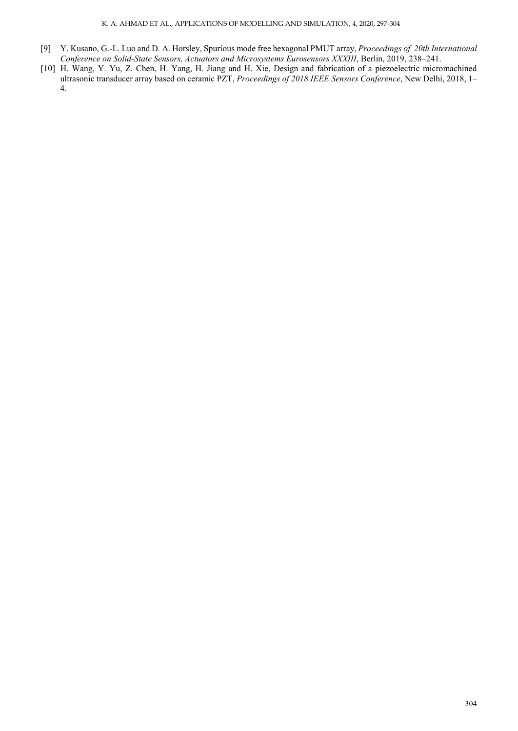[9] Y. Kusano, G.-L. Luo and D. A. Horsley, Spurious mode free hexagonal PMUT array, *Proceedings of 20th International Conference on Solid-State Sensors, Actuators and Microsystems Eurosensors XXXIII*, Berlin, 2019, 238–241.

[10] H. Wang, Y. Yu, Z. Chen, H. Yang, H. Jiang and H. Xie, Design and fabrication of a piezoelectric micromachined ultrasonic transducer array based on ceramic PZT, *Proceedings of 2018 IEEE Sensors Conference*, New Delhi, 2018, 1–4.